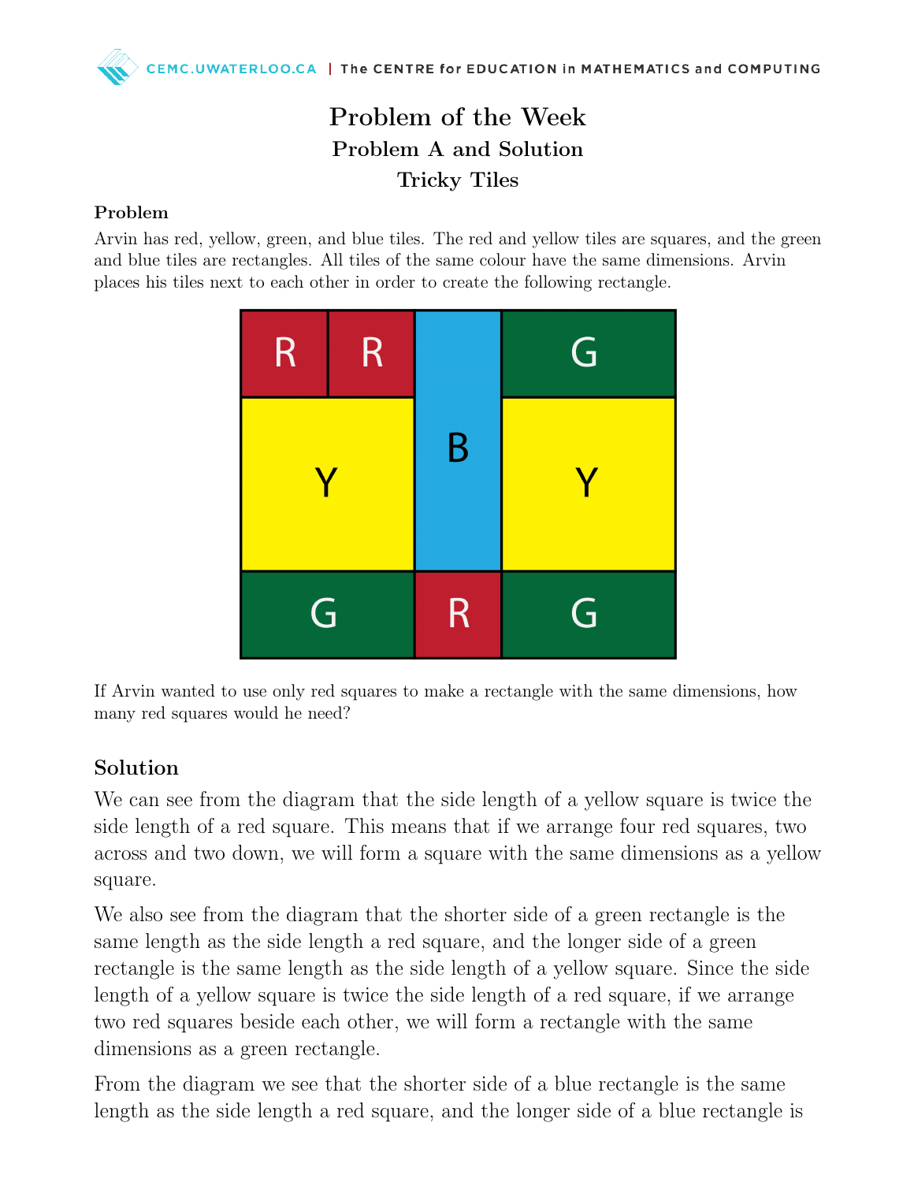# Problem of the Week
## Problem A and Solution
## Tricky Tiles

### Problem

Arvin has red, yellow, green, and blue tiles. The red and yellow tiles are squares, and the green and blue tiles are rectangles. All tiles of the same colour have the same dimensions. Arvin places his tiles next to each other in order to create the following rectangle.

If Arvin wanted to use only red squares to make a rectangle with the same dimensions, how many red squares would he need?

### Solution

We can see from the diagram that the side length of a yellow square is twice the side length of a red square. This means that if we arrange four red squares, two across and two down, we will form a square with the same dimensions as a yellow square.

We also see from the diagram that the shorter side of a green rectangle is the same length as the side length a red square, and the longer side of a green rectangle is the same length as the side length of a yellow square. Since the side length of a yellow square is twice the side length of a red square, if we arrange two red squares beside each other, we will form a rectangle with the same dimensions as a green rectangle.

From the diagram we see that the shorter side of a blue rectangle is the same length as the side length a red square, and the longer side of a blue rectangle is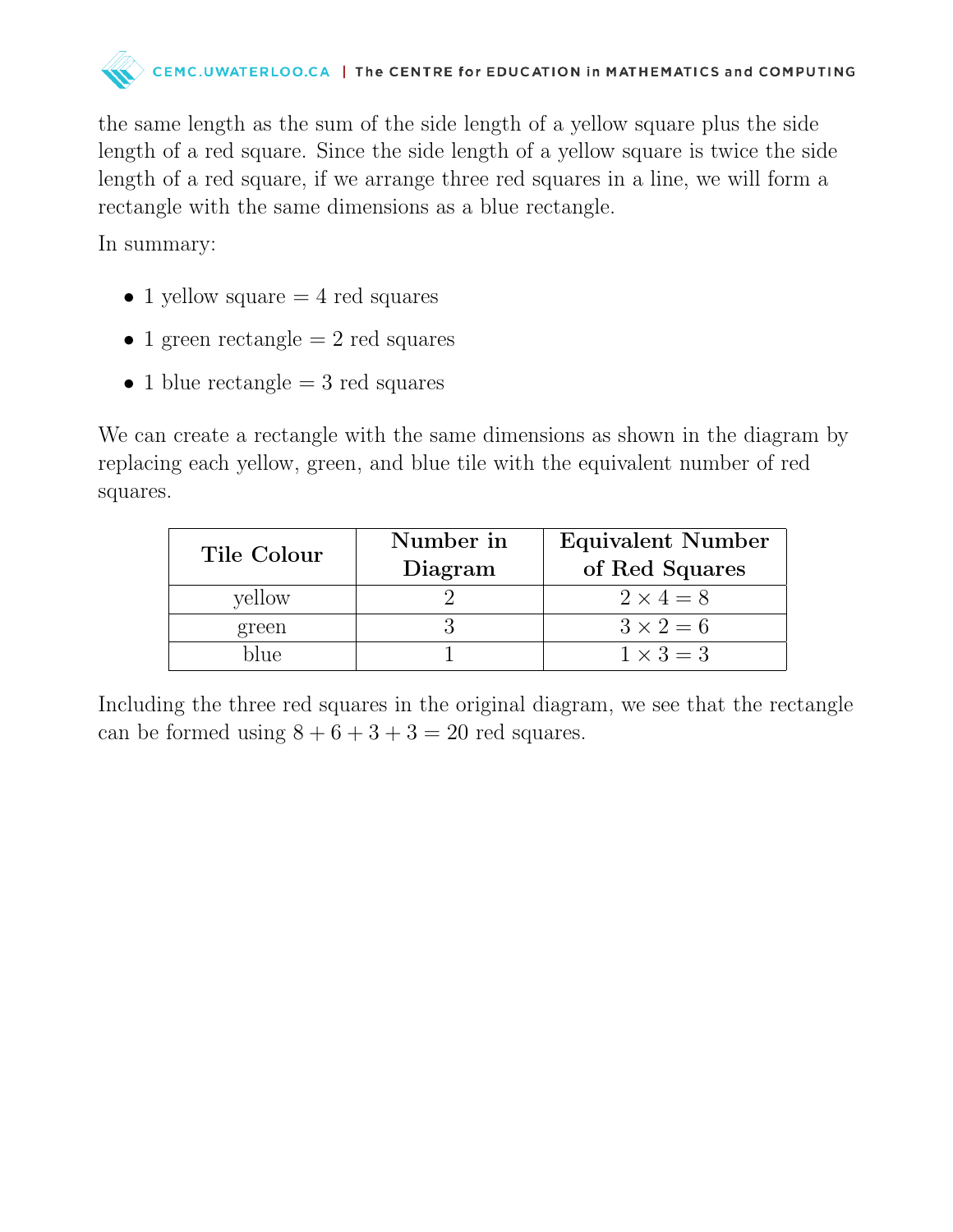the same length as the sum of the side length of a yellow square plus the side length of a red square. Since the side length of a yellow square is twice the side length of a red square, if we arrange three red squares in a line, we will form a rectangle with the same dimensions as a blue rectangle.

In summary:

- 1 yellow square = 4 red squares
- 1 green rectangle = 2 red squares
- 1 blue rectangle = 3 red squares

We can create a rectangle with the same dimensions as shown in the diagram by replacing each yellow, green, and blue tile with the equivalent number of red squares.

| **Tile Colour** | **Number in Diagram** | **Equivalent Number of Red Squares** |
|---|---|---|
| yellow | 2 | $2 \times 4 = 8$ |
| green | 3 | $3 \times 2 = 6$ |
| blue | 1 | $1 \times 3 = 3$ |

Including the three red squares in the original diagram, we see that the rectangle can be formed using $8 + 6 + 3 + 3 = 20$ red squares.